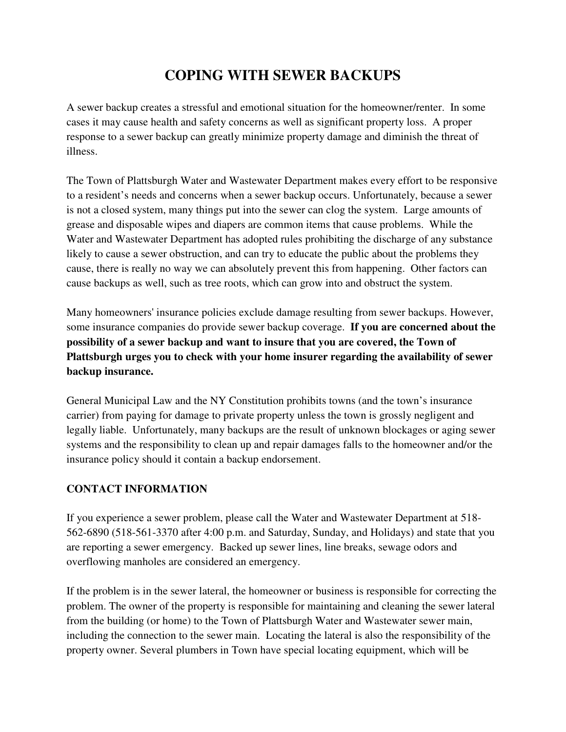# COPING WITH SEWER BACKUPS

A sewer backup creates a stressful and emotional situation for the homeowner/renter. In some cases it may cause health and safety concerns as well as significant property loss. A proper response to a sewer backup can greatly minimize property damage and diminish the threat of illness.

The Town of Plattsburgh Water and Wastewater Department makes every effort to be responsive to a resident's needs and concerns when a sewer backup occurs. Unfortunately, because a sewer is not a closed system, many things put into the sewer can clog the system. Large amounts of grease and disposable wipes and diapers are common items that cause problems. While the Water and Wastewater Department has adopted rules prohibiting the discharge of any substance likely to cause a sewer obstruction, and can try to educate the public about the problems they cause, there is really no way we can absolutely prevent this from happening. Other factors can cause backups as well, such as tree roots, which can grow into and obstruct the system.

Many homeowners' insurance policies exclude damage resulting from sewer backups. However, some insurance companies do provide sewer backup coverage. **If you are concerned about the possibility of a sewer backup and want to insure that you are covered, the Town of Plattsburgh urges you to check with your home insurer regarding the availability of sewer backup insurance.**

General Municipal Law and the NY Constitution prohibits towns (and the town's insurance carrier) from paying for damage to private property unless the town is grossly negligent and legally liable. Unfortunately, many backups are the result of unknown blockages or aging sewer systems and the responsibility to clean up and repair damages falls to the homeowner and/or the insurance policy should it contain a backup endorsement.

## CONTACT INFORMATION

If you experience a sewer problem, please call the Water and Wastewater Department at 518-562-6890 (518-561-3370 after 4:00 p.m. and Saturday, Sunday, and Holidays) and state that you are reporting a sewer emergency. Backed up sewer lines, line breaks, sewage odors and overflowing manholes are considered an emergency.

If the problem is in the sewer lateral, the homeowner or business is responsible for correcting the problem. The owner of the property is responsible for maintaining and cleaning the sewer lateral from the building (or home) to the Town of Plattsburgh Water and Wastewater sewer main, including the connection to the sewer main. Locating the lateral is also the responsibility of the property owner. Several plumbers in Town have special locating equipment, which will be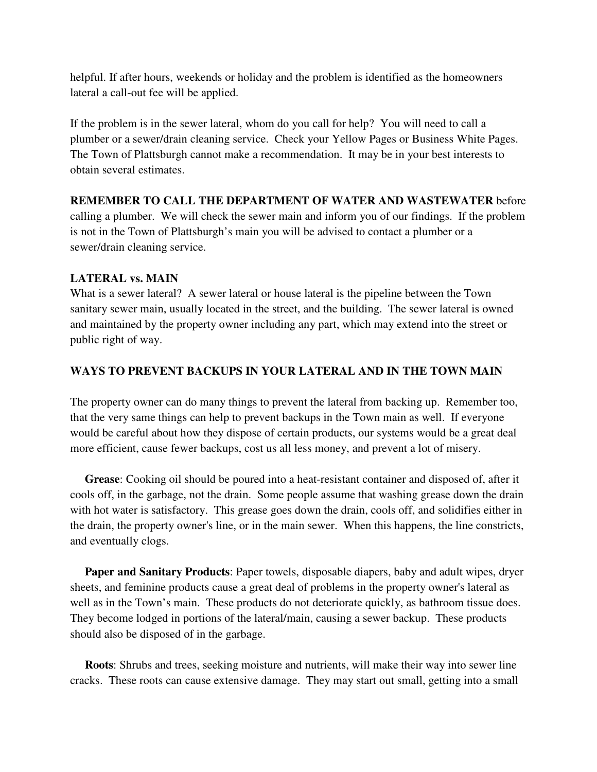helpful. If after hours, weekends or holiday and the problem is identified as the homeowners lateral a call-out fee will be applied.

If the problem is in the sewer lateral, whom do you call for help? You will need to call a plumber or a sewer/drain cleaning service. Check your Yellow Pages or Business White Pages. The Town of Plattsburgh cannot make a recommendation. It may be in your best interests to obtain several estimates.

**REMEMBER TO CALL THE DEPARTMENT OF WATER AND WASTEWATER** before calling a plumber. We will check the sewer main and inform you of our findings. If the problem is not in the Town of Plattsburgh's main you will be advised to contact a plumber or a sewer/drain cleaning service.

**LATERAL vs. MAIN**

What is a sewer lateral? A sewer lateral or house lateral is the pipeline between the Town sanitary sewer main, usually located in the street, and the building. The sewer lateral is owned and maintained by the property owner including any part, which may extend into the street or public right of way.

**WAYS TO PREVENT BACKUPS IN YOUR LATERAL AND IN THE TOWN MAIN**

The property owner can do many things to prevent the lateral from backing up. Remember too, that the very same things can help to prevent backups in the Town main as well. If everyone would be careful about how they dispose of certain products, our systems would be a great deal more efficient, cause fewer backups, cost us all less money, and prevent a lot of misery.

**Grease**: Cooking oil should be poured into a heat-resistant container and disposed of, after it cools off, in the garbage, not the drain. Some people assume that washing grease down the drain with hot water is satisfactory. This grease goes down the drain, cools off, and solidifies either in the drain, the property owner's line, or in the main sewer. When this happens, the line constricts, and eventually clogs.

**Paper and Sanitary Products**: Paper towels, disposable diapers, baby and adult wipes, dryer sheets, and feminine products cause a great deal of problems in the property owner's lateral as well as in the Town's main. These products do not deteriorate quickly, as bathroom tissue does. They become lodged in portions of the lateral/main, causing a sewer backup. These products should also be disposed of in the garbage.

**Roots**: Shrubs and trees, seeking moisture and nutrients, will make their way into sewer line cracks. These roots can cause extensive damage. They may start out small, getting into a small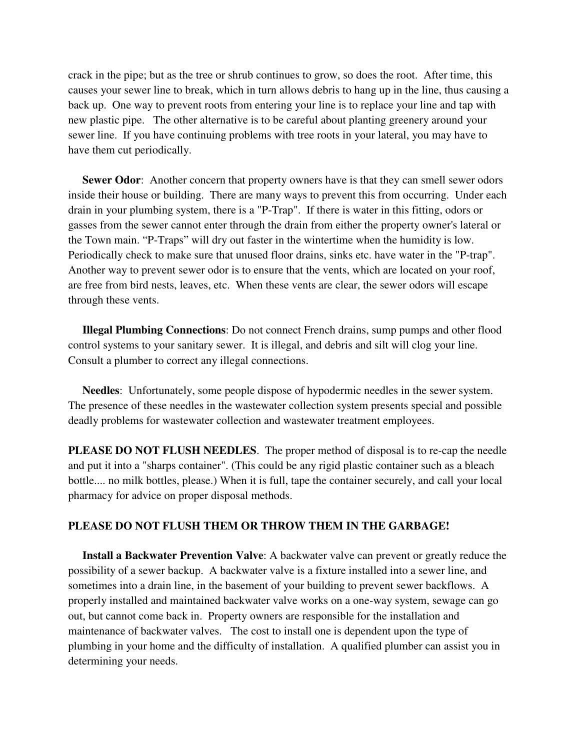crack in the pipe; but as the tree or shrub continues to grow, so does the root. After time, this causes your sewer line to break, which in turn allows debris to hang up in the line, thus causing a back up. One way to prevent roots from entering your line is to replace your line and tap with new plastic pipe. The other alternative is to be careful about planting greenery around your sewer line. If you have continuing problems with tree roots in your lateral, you may have to have them cut periodically.

**Sewer Odor**: Another concern that property owners have is that they can smell sewer odors inside their house or building. There are many ways to prevent this from occurring. Under each drain in your plumbing system, there is a "P-Trap". If there is water in this fitting, odors or gasses from the sewer cannot enter through the drain from either the property owner's lateral or the Town main. "P-Traps" will dry out faster in the wintertime when the humidity is low. Periodically check to make sure that unused floor drains, sinks etc. have water in the "P-trap". Another way to prevent sewer odor is to ensure that the vents, which are located on your roof, are free from bird nests, leaves, etc. When these vents are clear, the sewer odors will escape through these vents.

**Illegal Plumbing Connections**: Do not connect French drains, sump pumps and other flood control systems to your sanitary sewer. It is illegal, and debris and silt will clog your line. Consult a plumber to correct any illegal connections.

**Needles**: Unfortunately, some people dispose of hypodermic needles in the sewer system. The presence of these needles in the wastewater collection system presents special and possible deadly problems for wastewater collection and wastewater treatment employees.

**PLEASE DO NOT FLUSH NEEDLES**. The proper method of disposal is to re-cap the needle and put it into a "sharps container". (This could be any rigid plastic container such as a bleach bottle.... no milk bottles, please.) When it is full, tape the container securely, and call your local pharmacy for advice on proper disposal methods.

**PLEASE DO NOT FLUSH THEM OR THROW THEM IN THE GARBAGE!**

**Install a Backwater Prevention Valve**: A backwater valve can prevent or greatly reduce the possibility of a sewer backup. A backwater valve is a fixture installed into a sewer line, and sometimes into a drain line, in the basement of your building to prevent sewer backflows. A properly installed and maintained backwater valve works on a one-way system, sewage can go out, but cannot come back in. Property owners are responsible for the installation and maintenance of backwater valves. The cost to install one is dependent upon the type of plumbing in your home and the difficulty of installation. A qualified plumber can assist you in determining your needs.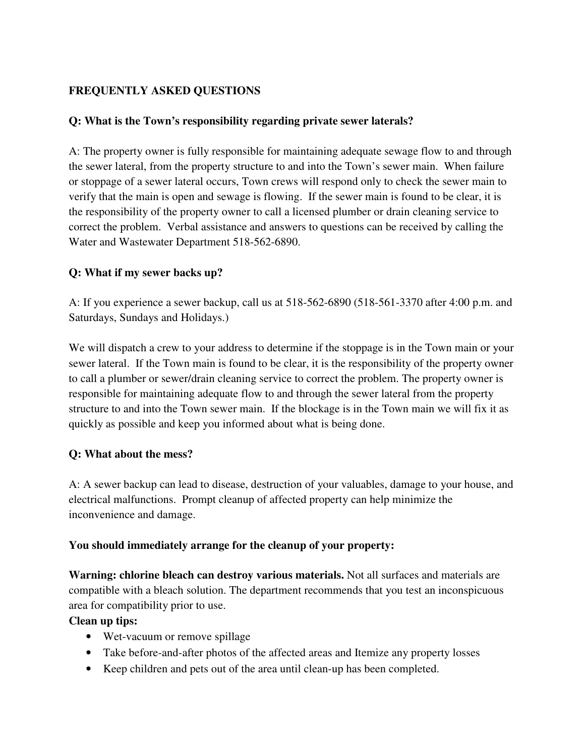**FREQUENTLY ASKED QUESTIONS**

**Q: What is the Town's responsibility regarding private sewer laterals?**

A: The property owner is fully responsible for maintaining adequate sewage flow to and through the sewer lateral, from the property structure to and into the Town's sewer main. When failure or stoppage of a sewer lateral occurs, Town crews will respond only to check the sewer main to verify that the main is open and sewage is flowing. If the sewer main is found to be clear, it is the responsibility of the property owner to call a licensed plumber or drain cleaning service to correct the problem. Verbal assistance and answers to questions can be received by calling the Water and Wastewater Department 518-562-6890.

**Q: What if my sewer backs up?**

A: If you experience a sewer backup, call us at 518-562-6890 (518-561-3370 after 4:00 p.m. and Saturdays, Sundays and Holidays.)

We will dispatch a crew to your address to determine if the stoppage is in the Town main or your sewer lateral. If the Town main is found to be clear, it is the responsibility of the property owner to call a plumber or sewer/drain cleaning service to correct the problem. The property owner is responsible for maintaining adequate flow to and through the sewer lateral from the property structure to and into the Town sewer main. If the blockage is in the Town main we will fix it as quickly as possible and keep you informed about what is being done.

**Q: What about the mess?**

A: A sewer backup can lead to disease, destruction of your valuables, damage to your house, and electrical malfunctions. Prompt cleanup of affected property can help minimize the inconvenience and damage.

**You should immediately arrange for the cleanup of your property:**

**Warning: chlorine bleach can destroy various materials.** Not all surfaces and materials are compatible with a bleach solution. The department recommends that you test an inconspicuous area for compatibility prior to use.

**Clean up tips:**

- Wet-vacuum or remove spillage
- Take before-and-after photos of the affected areas and Itemize any property losses
- Keep children and pets out of the area until clean-up has been completed.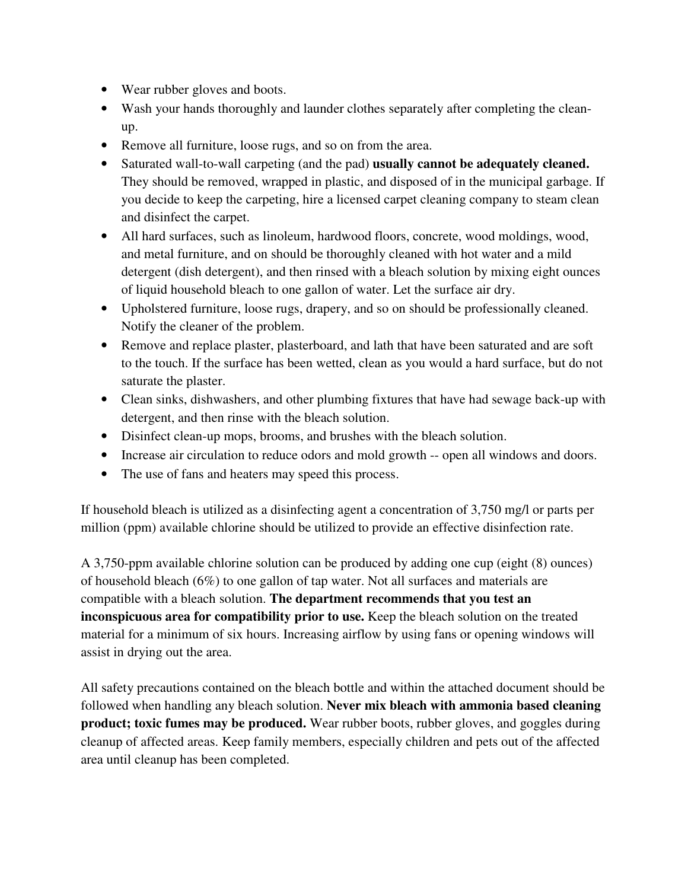- Wear rubber gloves and boots.
- Wash your hands thoroughly and launder clothes separately after completing the clean-up.
- Remove all furniture, loose rugs, and so on from the area.
- Saturated wall-to-wall carpeting (and the pad) **usually cannot be adequately cleaned.** They should be removed, wrapped in plastic, and disposed of in the municipal garbage. If you decide to keep the carpeting, hire a licensed carpet cleaning company to steam clean and disinfect the carpet.
- All hard surfaces, such as linoleum, hardwood floors, concrete, wood moldings, wood, and metal furniture, and on should be thoroughly cleaned with hot water and a mild detergent (dish detergent), and then rinsed with a bleach solution by mixing eight ounces of liquid household bleach to one gallon of water. Let the surface air dry.
- Upholstered furniture, loose rugs, drapery, and so on should be professionally cleaned. Notify the cleaner of the problem.
- Remove and replace plaster, plasterboard, and lath that have been saturated and are soft to the touch. If the surface has been wetted, clean as you would a hard surface, but do not saturate the plaster.
- Clean sinks, dishwashers, and other plumbing fixtures that have had sewage back-up with detergent, and then rinse with the bleach solution.
- Disinfect clean-up mops, brooms, and brushes with the bleach solution.
- Increase air circulation to reduce odors and mold growth -- open all windows and doors.
- The use of fans and heaters may speed this process.

If household bleach is utilized as a disinfecting agent a concentration of 3,750 mg/l or parts per million (ppm) available chlorine should be utilized to provide an effective disinfection rate.

A 3,750-ppm available chlorine solution can be produced by adding one cup (eight (8) ounces) of household bleach (6%) to one gallon of tap water. Not all surfaces and materials are compatible with a bleach solution. **The department recommends that you test an inconspicuous area for compatibility prior to use.** Keep the bleach solution on the treated material for a minimum of six hours. Increasing airflow by using fans or opening windows will assist in drying out the area.

All safety precautions contained on the bleach bottle and within the attached document should be followed when handling any bleach solution. **Never mix bleach with ammonia based cleaning product; toxic fumes may be produced.** Wear rubber boots, rubber gloves, and goggles during cleanup of affected areas. Keep family members, especially children and pets out of the affected area until cleanup has been completed.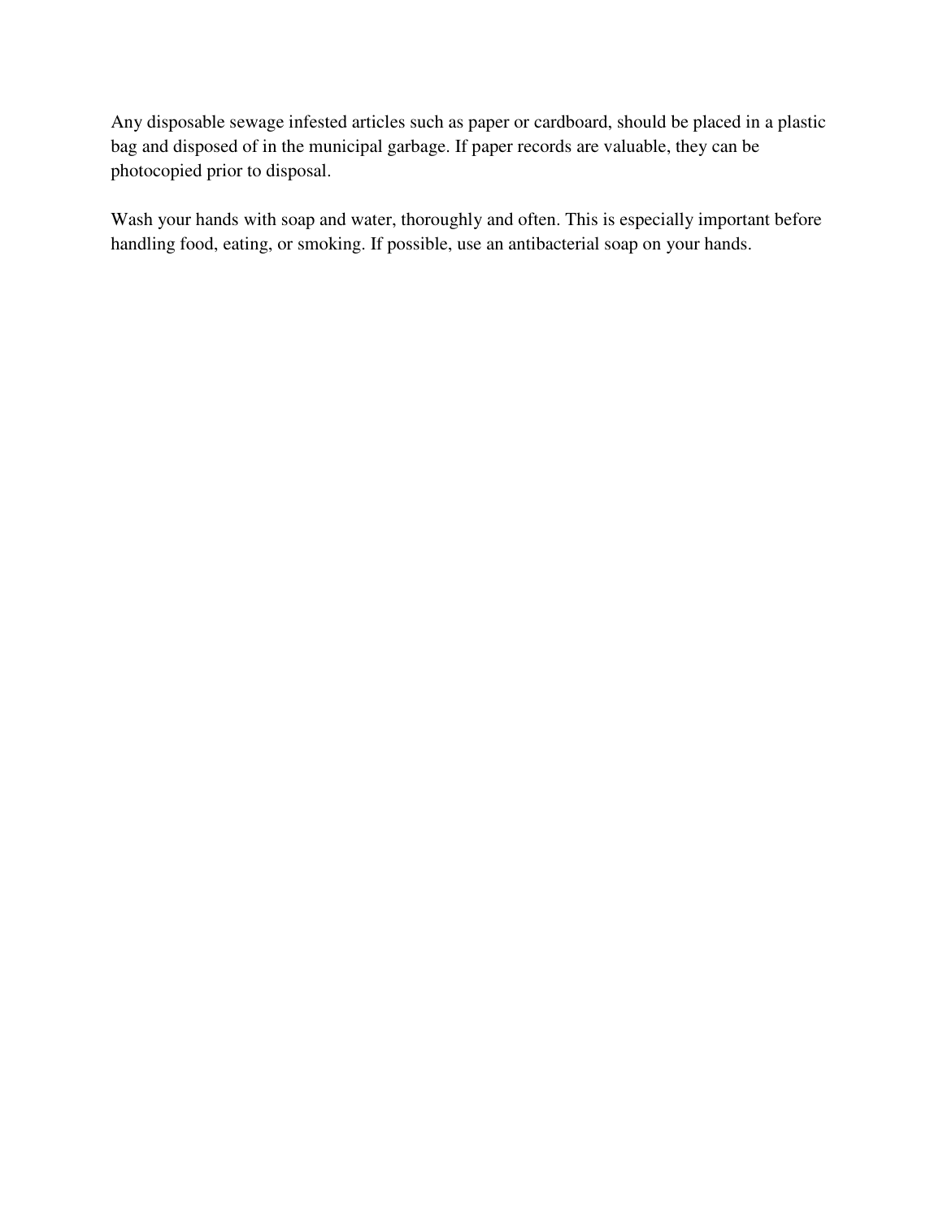Any disposable sewage infested articles such as paper or cardboard, should be placed in a plastic bag and disposed of in the municipal garbage. If paper records are valuable, they can be photocopied prior to disposal.

Wash your hands with soap and water, thoroughly and often. This is especially important before handling food, eating, or smoking. If possible, use an antibacterial soap on your hands.